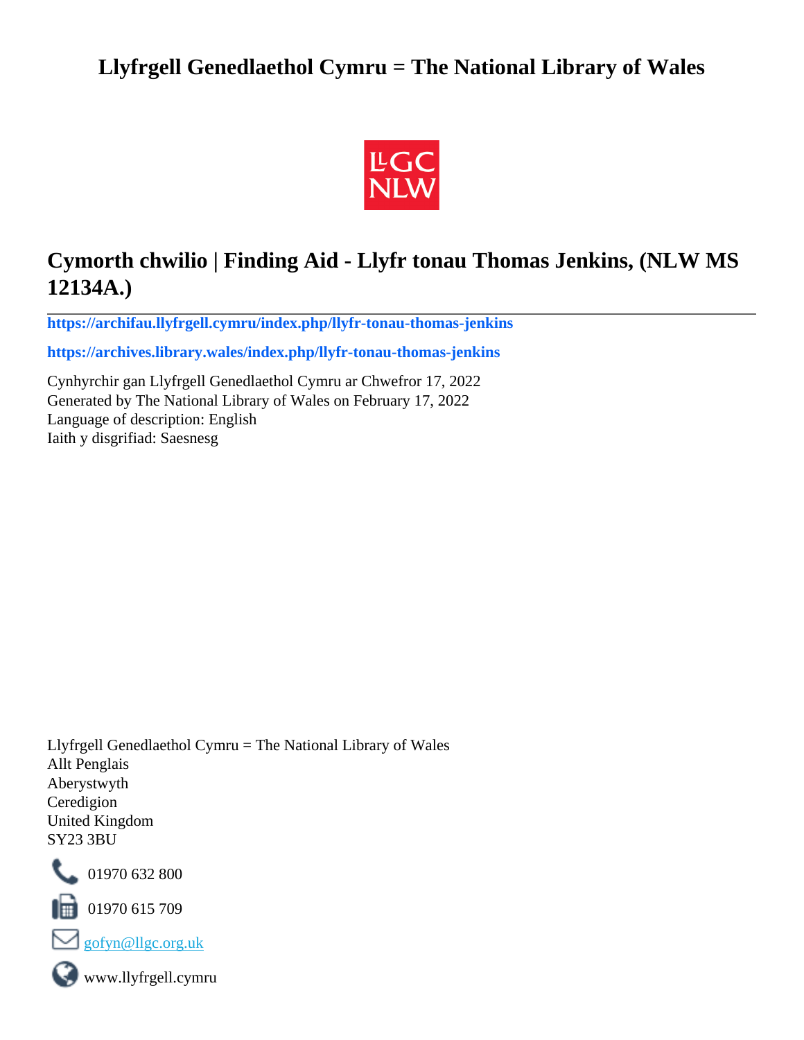# Llyfrgell Genedlaethol Cymru = The National Library of Wales

## Cymorth chwilio | Finding Aid - Llyfr tonau Thomas Jenkins, (NLW MS 12134A.)

**https://archifau.llyfrgell.cymru/index.php/llyfr-tonau-thomas-jenkins**

**https://archives.library.wales/index.php/llyfr-tonau-thomas-jenkins**

Cynhyrchir gan Llyfrgell Genedlaethol Cymru ar Chwefror 17, 2022
Generated by The National Library of Wales on February 17, 2022
Language of description: English
Iaith y disgrifiad: Saesnesg

Llyfrgell Genedlaethol Cymru = The National Library of Wales
Allt Penglais
Aberystwyth
Ceredigion
United Kingdom
SY23 3BU

01970 632 800

01970 615 709

gofyn@llgc.org.uk

www.llyfrgell.cymru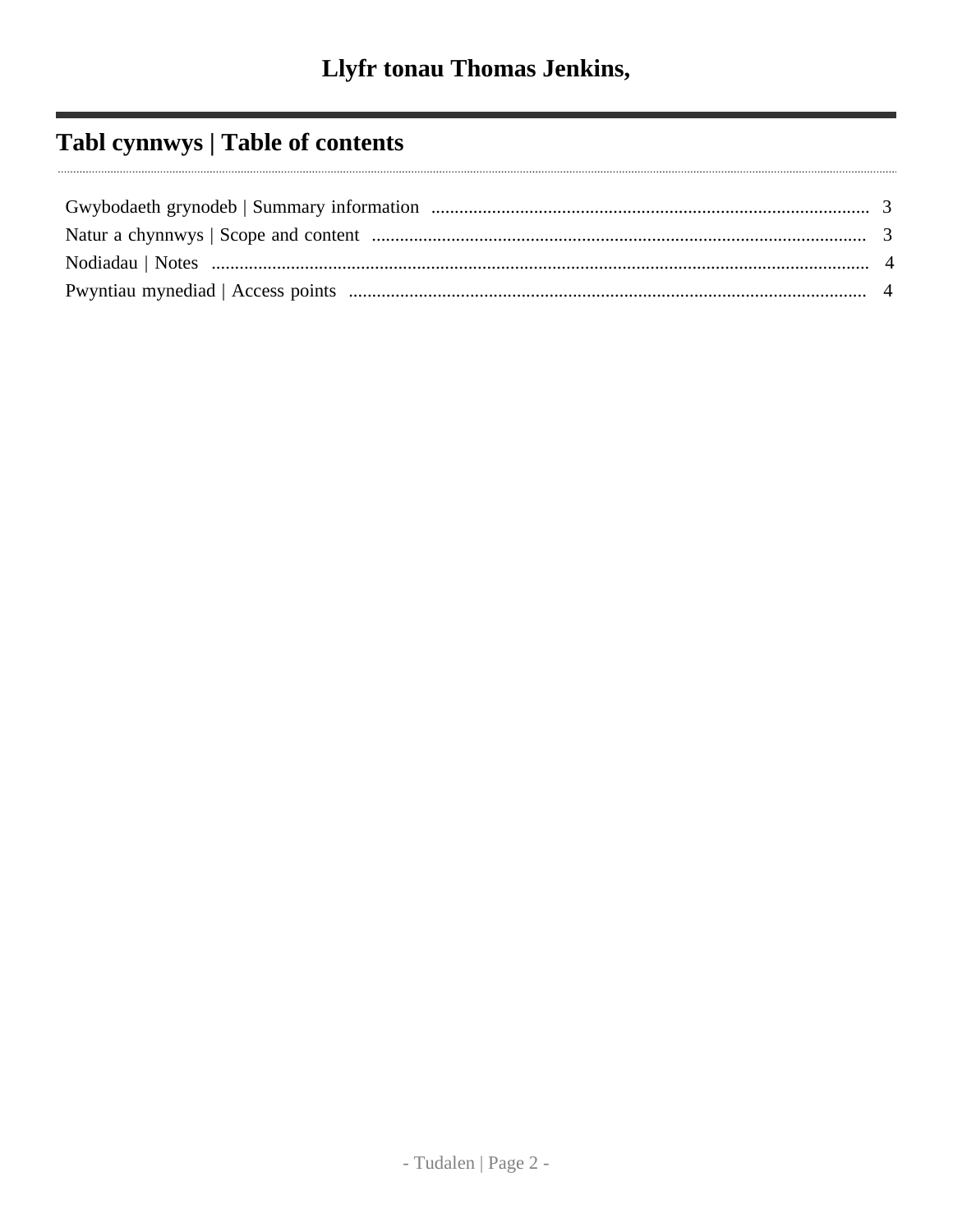# Llyfr tonau Thomas Jenkins,

## Tabl cynnwys | Table of contents

Gwybodaeth grynodeb | Summary information .......... 3
Natur a chynnwys | Scope and content .......... 3
Nodiadau | Notes .......... 4
Pwyntiau mynediad | Access points .......... 4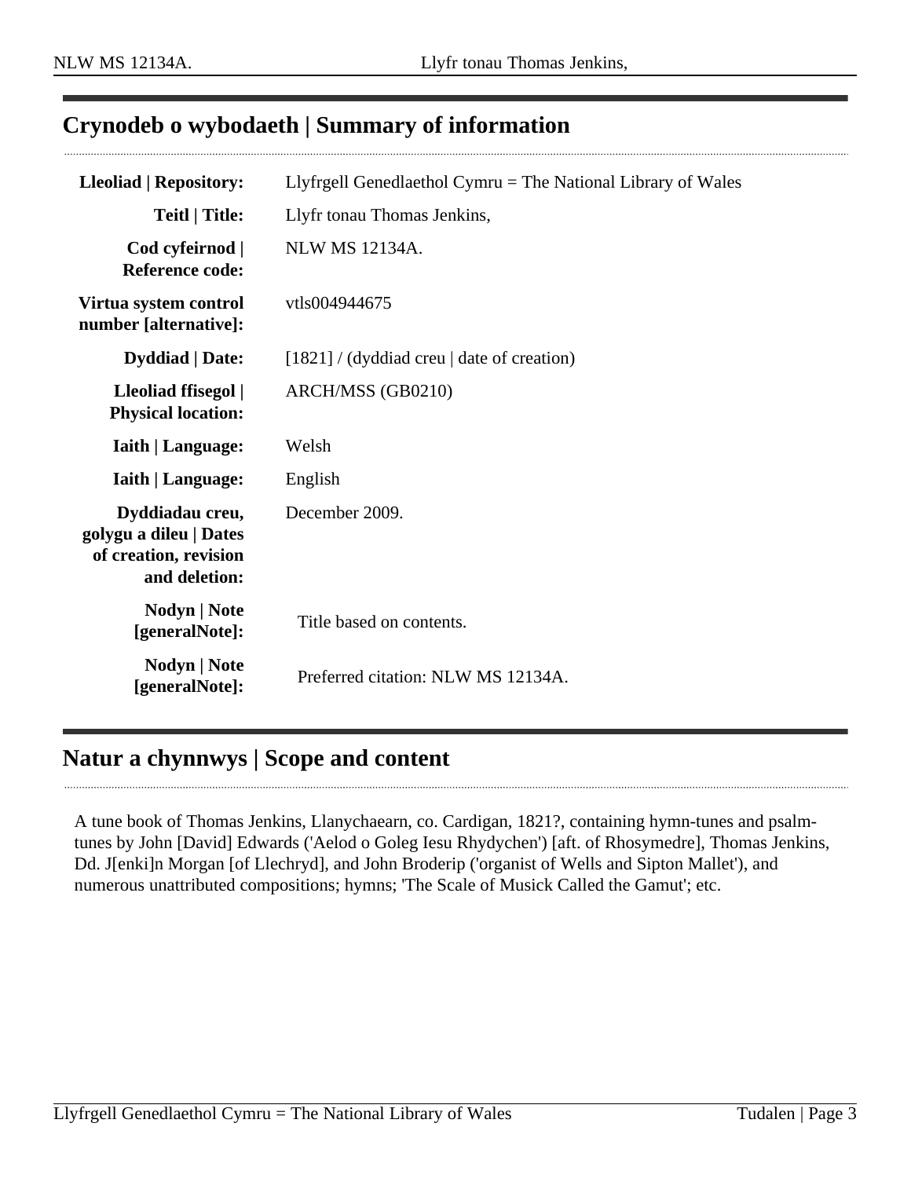## Crynodeb o wybodaeth | Summary of information

| | |
|---|---|
| **Lleoliad \| Repository:** | Llyfrgell Genedlaethol Cymru = The National Library of Wales |
| **Teitl \| Title:** | Llyfr tonau Thomas Jenkins, |
| **Cod cyfeirnod \| Reference code:** | NLW MS 12134A. |
| **Virtua system control number [alternative]:** | vtls004944675 |
| **Dyddiad \| Date:** | [1821] / (dyddiad creu \| date of creation) |
| **Lleoliad ffisegol \| Physical location:** | ARCH/MSS (GB0210) |
| **Iaith \| Language:** | Welsh |
| **Iaith \| Language:** | English |
| **Dyddiadau creu, golygu a dileu \| Dates of creation, revision and deletion:** | December 2009. |
| **Nodyn \| Note [generalNote]:** | Title based on contents. |
| **Nodyn \| Note [generalNote]:** | Preferred citation: NLW MS 12134A. |

## Natur a chynnwys | Scope and content

A tune book of Thomas Jenkins, Llanychaearn, co. Cardigan, 1821?, containing hymn-tunes and psalm-tunes by John [David] Edwards ('Aelod o Goleg Iesu Rhydychen') [aft. of Rhosymedre], Thomas Jenkins, Dd. J[enki]n Morgan [of Llechryd], and John Broderip ('organist of Wells and Sipton Mallet'), and numerous unattributed compositions; hymns; 'The Scale of Musick Called the Gamut'; etc.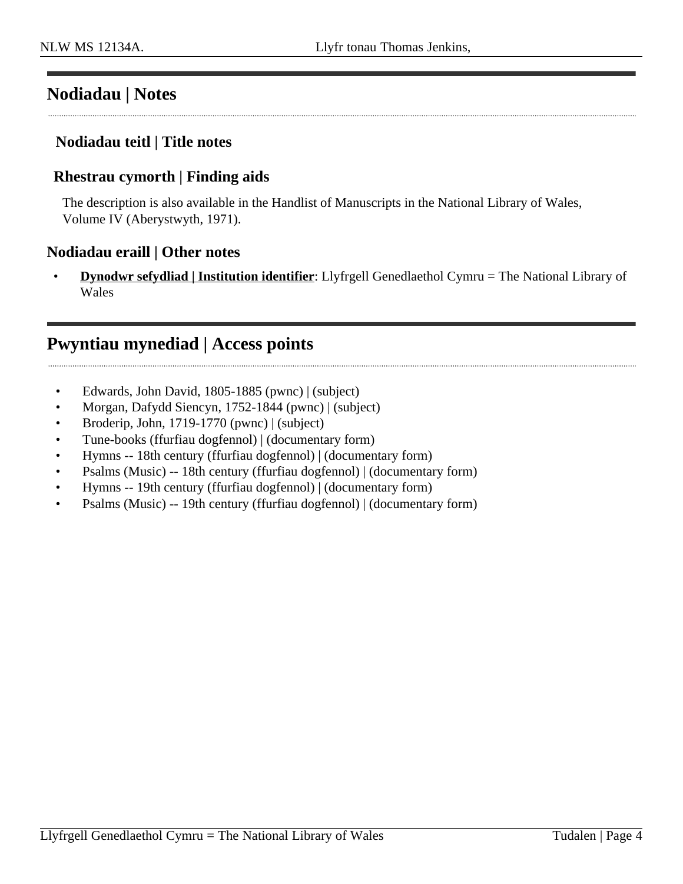## Nodiadau | Notes

### Nodiadau teitl | Title notes

### Rhestrau cymorth | Finding aids

The description is also available in the Handlist of Manuscripts in the National Library of Wales, Volume IV (Aberystwyth, 1971).

### Nodiadau eraill | Other notes

- **Dynodwr sefydliad | Institution identifier**: Llyfrgell Genedlaethol Cymru = The National Library of Wales

## Pwyntiau mynediad | Access points

- Edwards, John David, 1805-1885 (pwnc) | (subject)
- Morgan, Dafydd Siencyn, 1752-1844 (pwnc) | (subject)
- Broderip, John, 1719-1770 (pwnc) | (subject)
- Tune-books (ffurfiau dogfennol) | (documentary form)
- Hymns -- 18th century (ffurfiau dogfennol) | (documentary form)
- Psalms (Music) -- 18th century (ffurfiau dogfennol) | (documentary form)
- Hymns -- 19th century (ffurfiau dogfennol) | (documentary form)
- Psalms (Music) -- 19th century (ffurfiau dogfennol) | (documentary form)